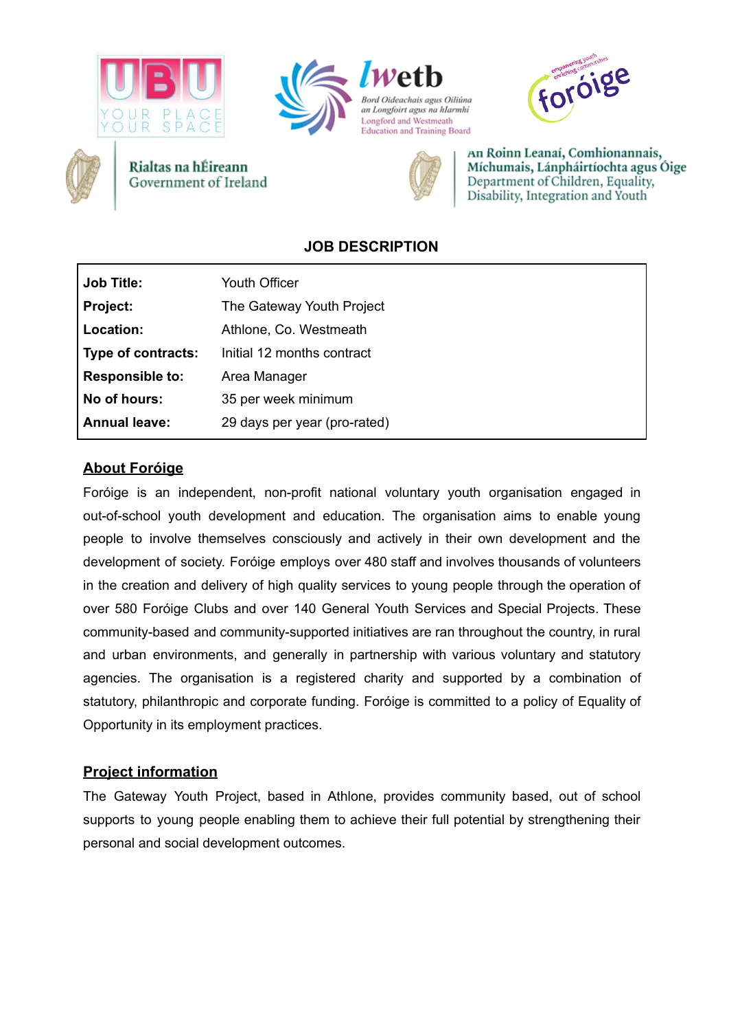# JOB DESCRIPTION

| | |
|---|---|
| **Job Title:** | Youth Officer |
| **Project:** | The Gateway Youth Project |
| **Location:** | Athlone, Co. Westmeath |
| **Type of contracts:** | Initial 12 months contract |
| **Responsible to:** | Area Manager |
| **No of hours:** | 35 per week minimum |
| **Annual leave:** | 29 days per year (pro-rated) |

## About Foróige

Foróige is an independent, non-profit national voluntary youth organisation engaged in out-of-school youth development and education. The organisation aims to enable young people to involve themselves consciously and actively in their own development and the development of society. Foróige employs over 480 staff and involves thousands of volunteers in the creation and delivery of high quality services to young people through the operation of over 580 Foróige Clubs and over 140 General Youth Services and Special Projects. These community-based and community-supported initiatives are ran throughout the country, in rural and urban environments, and generally in partnership with various voluntary and statutory agencies. The organisation is a registered charity and supported by a combination of statutory, philanthropic and corporate funding. Foróige is committed to a policy of Equality of Opportunity in its employment practices.

## Project information

The Gateway Youth Project, based in Athlone, provides community based, out of school supports to young people enabling them to achieve their full potential by strengthening their personal and social development outcomes.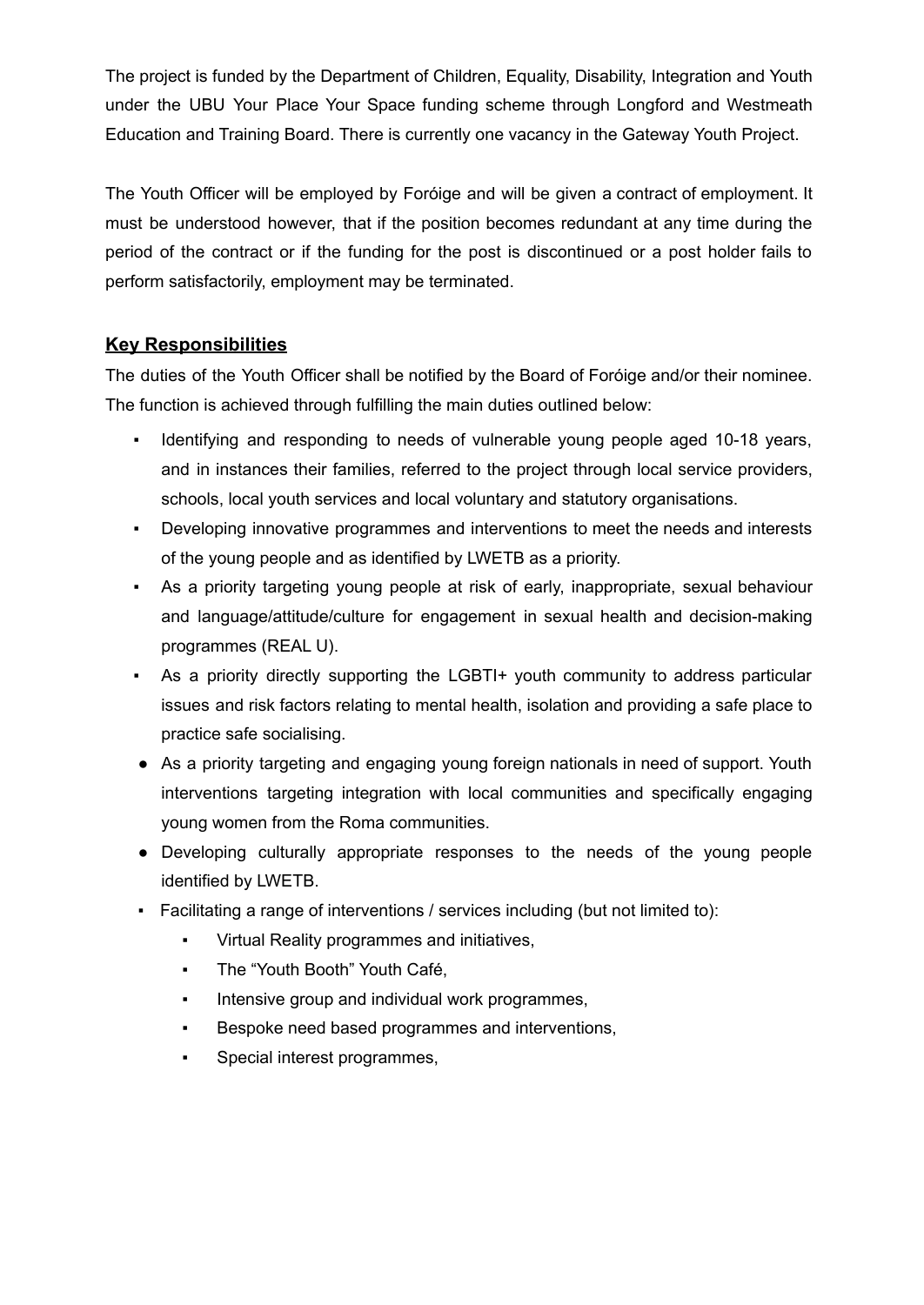The project is funded by the Department of Children, Equality, Disability, Integration and Youth under the UBU Your Place Your Space funding scheme through Longford and Westmeath Education and Training Board. There is currently one vacancy in the Gateway Youth Project.

The Youth Officer will be employed by Foróige and will be given a contract of employment. It must be understood however, that if the position becomes redundant at any time during the period of the contract or if the funding for the post is discontinued or a post holder fails to perform satisfactorily, employment may be terminated.

## **Key Responsibilities**

The duties of the Youth Officer shall be notified by the Board of Foróige and/or their nominee. The function is achieved through fulfilling the main duties outlined below:

- Identifying and responding to needs of vulnerable young people aged 10-18 years, and in instances their families, referred to the project through local service providers, schools, local youth services and local voluntary and statutory organisations.
- Developing innovative programmes and interventions to meet the needs and interests of the young people and as identified by LWETB as a priority.
- As a priority targeting young people at risk of early, inappropriate, sexual behaviour and language/attitude/culture for engagement in sexual health and decision-making programmes (REAL U).
- As a priority directly supporting the LGBTI+ youth community to address particular issues and risk factors relating to mental health, isolation and providing a safe place to practice safe socialising.
- As a priority targeting and engaging young foreign nationals in need of support. Youth interventions targeting integration with local communities and specifically engaging young women from the Roma communities.
- Developing culturally appropriate responses to the needs of the young people identified by LWETB.
- Facilitating a range of interventions / services including (but not limited to):
  - Virtual Reality programmes and initiatives,
  - The "Youth Booth" Youth Café,
  - Intensive group and individual work programmes,
  - Bespoke need based programmes and interventions,
  - Special interest programmes,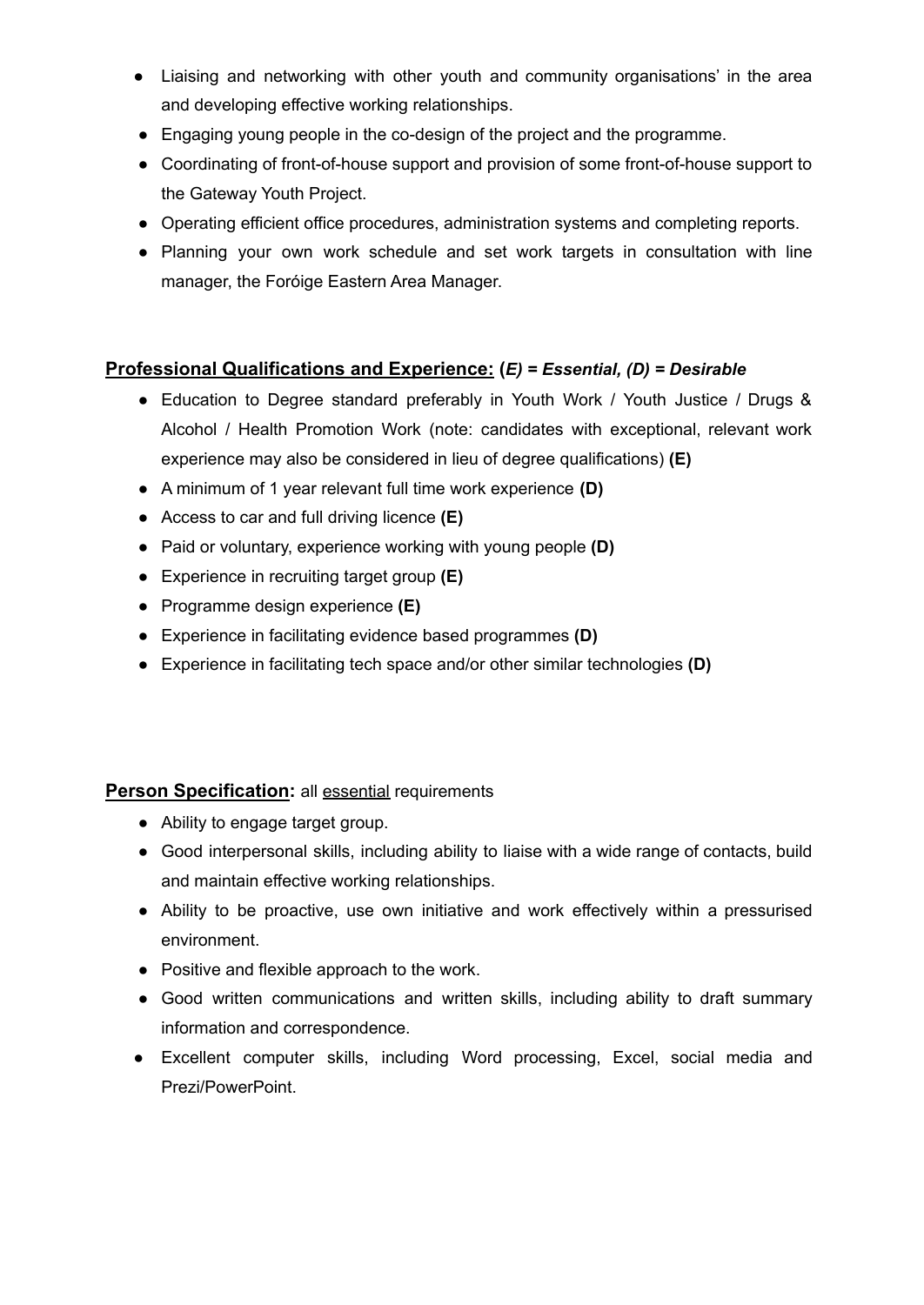- Liaising and networking with other youth and community organisations' in the area and developing effective working relationships.
- Engaging young people in the co-design of the project and the programme.
- Coordinating of front-of-house support and provision of some front-of-house support to the Gateway Youth Project.
- Operating efficient office procedures, administration systems and completing reports.
- Planning your own work schedule and set work targets in consultation with line manager, the Foróige Eastern Area Manager.

**Professional Qualifications and Experience:** **(*E) = Essential, (D) = Desirable***

- Education to Degree standard preferably in Youth Work / Youth Justice / Drugs & Alcohol / Health Promotion Work (note: candidates with exceptional, relevant work experience may also be considered in lieu of degree qualifications) **(E)**
- A minimum of 1 year relevant full time work experience **(D)**
- Access to car and full driving licence **(E)**
- Paid or voluntary, experience working with young people **(D)**
- Experience in recruiting target group **(E)**
- Programme design experience **(E)**
- Experience in facilitating evidence based programmes **(D)**
- Experience in facilitating tech space and/or other similar technologies **(D)**

**Person Specification:** all essential requirements

- Ability to engage target group.
- Good interpersonal skills, including ability to liaise with a wide range of contacts, build and maintain effective working relationships.
- Ability to be proactive, use own initiative and work effectively within a pressurised environment.
- Positive and flexible approach to the work.
- Good written communications and written skills, including ability to draft summary information and correspondence.
- Excellent computer skills, including Word processing, Excel, social media and Prezi/PowerPoint.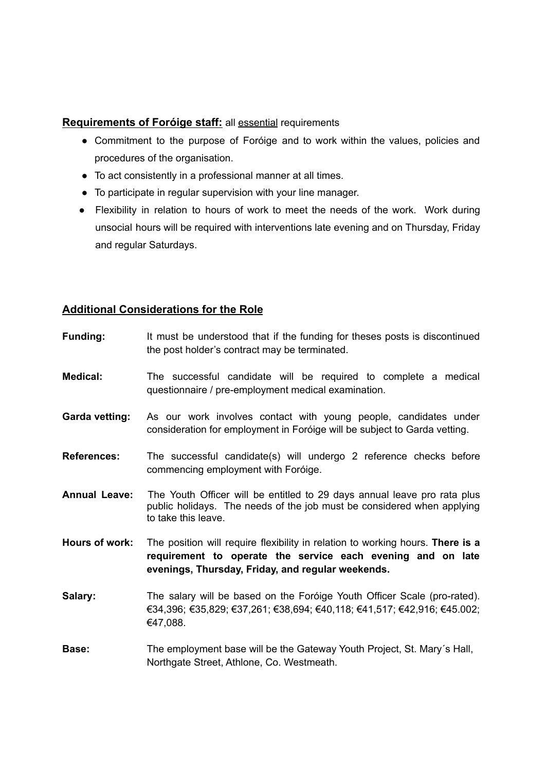## **Requirements of Foróige staff:** all essential requirements

- Commitment to the purpose of Foróige and to work within the values, policies and procedures of the organisation.
- To act consistently in a professional manner at all times.
- To participate in regular supervision with your line manager.
- Flexibility in relation to hours of work to meet the needs of the work. Work during unsocial hours will be required with interventions late evening and on Thursday, Friday and regular Saturdays.

## **Additional Considerations for the Role**

**Funding:** It must be understood that if the funding for theses posts is discontinued the post holder's contract may be terminated.

**Medical:** The successful candidate will be required to complete a medical questionnaire / pre-employment medical examination.

**Garda vetting:** As our work involves contact with young people, candidates under consideration for employment in Foróige will be subject to Garda vetting.

**References:** The successful candidate(s) will undergo 2 reference checks before commencing employment with Foróige.

**Annual Leave:** The Youth Officer will be entitled to 29 days annual leave pro rata plus public holidays. The needs of the job must be considered when applying to take this leave.

**Hours of work:** The position will require flexibility in relation to working hours. **There is a requirement to operate the service each evening and on late evenings, Thursday, Friday, and regular weekends.**

**Salary:** The salary will be based on the Foróige Youth Officer Scale (pro-rated). €34,396; €35,829; €37,261; €38,694; €40,118; €41,517; €42,916; €45.002; €47,088.

**Base:** The employment base will be the Gateway Youth Project, St. Mary´s Hall, Northgate Street, Athlone, Co. Westmeath.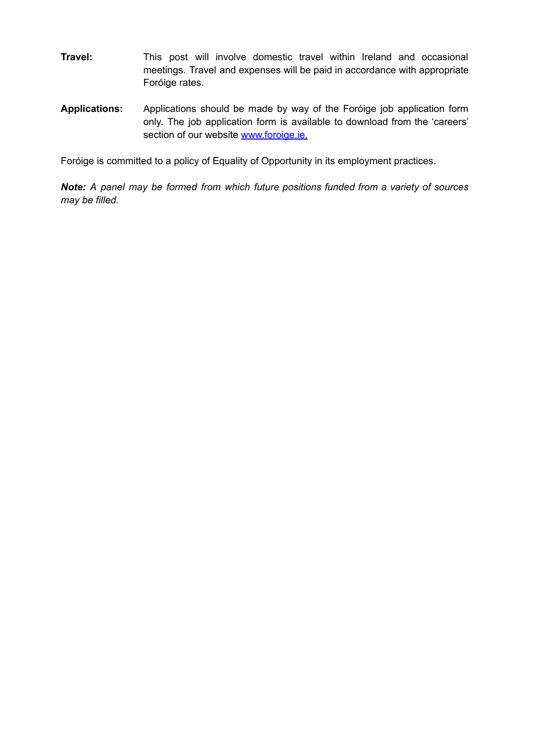**Travel:** This post will involve domestic travel within Ireland and occasional meetings. Travel and expenses will be paid in accordance with appropriate Foróige rates.

**Applications:** Applications should be made by way of the Foróige job application form only. The job application form is available to download from the 'careers' section of our website [www.foroige.ie](http://www.foroige.ie).

Foróige is committed to a policy of Equality of Opportunity in its employment practices.

***Note:*** *A panel may be formed from which future positions funded from a variety of sources may be filled.*